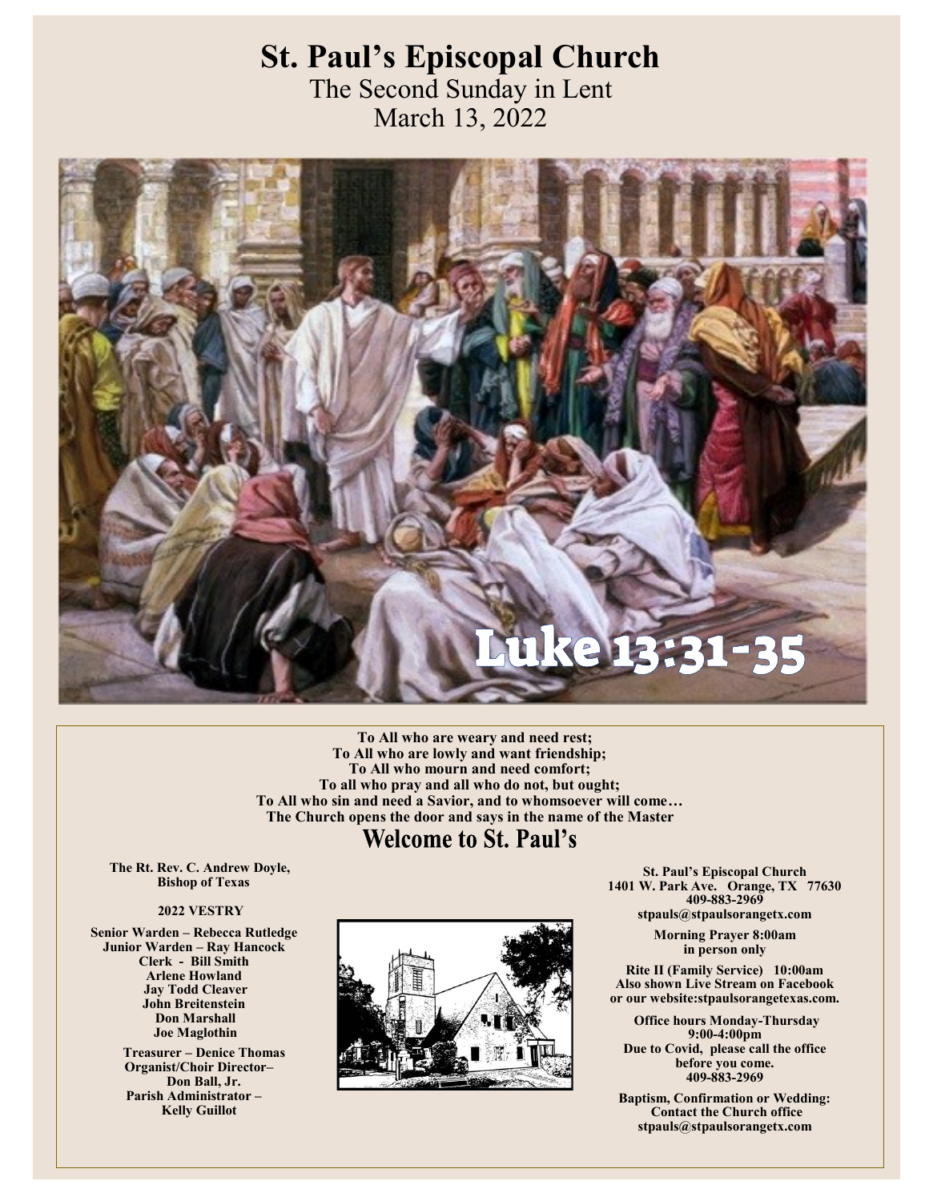# St. Paul's Episcopal Church

The Second Sunday in Lent
March 13, 2022

Luke 13:31-35

**To All who are weary and need rest;**
**To All who are lowly and want friendship;**
**To All who mourn and need comfort;**
**To all who pray and all who do not, but ought;**
**To All who sin and need a Savior, and to whomsoever will come…**
**The Church opens the door and says in the name of the Master**

## Welcome to St. Paul's

**The Rt. Rev. C. Andrew Doyle,**
**Bishop of Texas**

**2022 VESTRY**

**Senior Warden – Rebecca Rutledge**
**Junior Warden – Ray Hancock**
**Clerk - Bill Smith**
**Arlene Howland**
**Jay Todd Cleaver**
**John Breitenstein**
**Don Marshall**
**Joe Maglothin**

**Treasurer – Denice Thomas**
**Organist/Choir Director– Don Ball, Jr.**
**Parish Administrator – Kelly Guillot**

**St. Paul's Episcopal Church**
**1401 W. Park Ave. Orange, TX 77630**
**409-883-2969**
**stpauls@stpaulsorangetx.com**

**Morning Prayer 8:00am**
**in person only**

**Rite II (Family Service) 10:00am**
**Also shown Live Stream on Facebook or our website:stpaulsorangetexas.com.**

**Office hours Monday-Thursday**
**9:00-4:00pm**
**Due to Covid, please call the office before you come.**
**409-883-2969**

**Baptism, Confirmation or Wedding:**
**Contact the Church office**
**stpauls@stpaulsorangetx.com**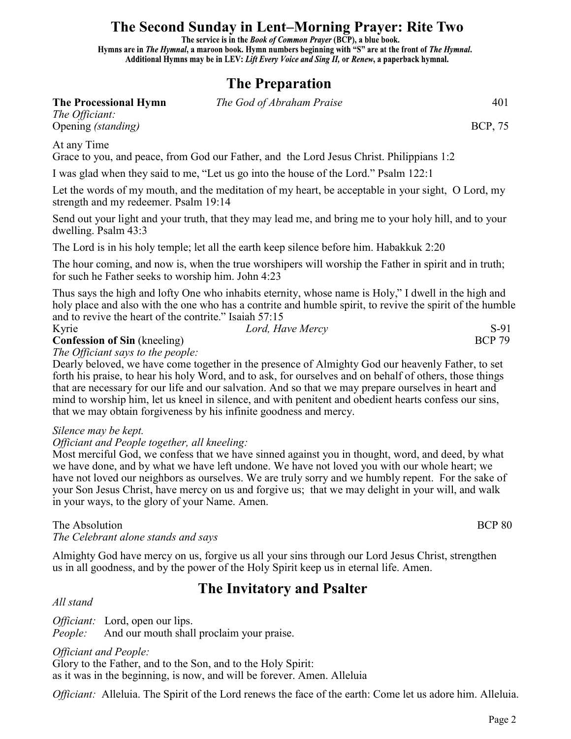# The Second Sunday in Lent–Morning Prayer: Rite Two

**The service is in the *Book of Common Prayer* (BCP), a blue book.**
**Hymns are in *The Hymnal*, a maroon book. Hymn numbers beginning with "S" are at the front of *The Hymnal*.**
**Additional Hymns may be in LEV: *Lift Every Voice and Sing II,* or *Renew*, a paperback hymnal.**

## The Preparation

**The Processional Hymn** *The God of Abraham Praise* 401
*The Officiant:*
Opening *(standing)* BCP, 75

At any Time
Grace to you, and peace, from God our Father, and the Lord Jesus Christ. Philippians 1:2

I was glad when they said to me, "Let us go into the house of the Lord." Psalm 122:1

Let the words of my mouth, and the meditation of my heart, be acceptable in your sight, O Lord, my strength and my redeemer. Psalm 19:14

Send out your light and your truth, that they may lead me, and bring me to your holy hill, and to your dwelling. Psalm 43:3

The Lord is in his holy temple; let all the earth keep silence before him. Habakkuk 2:20

The hour coming, and now is, when the true worshipers will worship the Father in spirit and in truth; for such he Father seeks to worship him. John 4:23

Thus says the high and lofty One who inhabits eternity, whose name is Holy," I dwell in the high and holy place and also with the one who has a contrite and humble spirit, to revive the spirit of the humble and to revive the heart of the contrite." Isaiah 57:15

Kyrie *Lord, Have Mercy* S-91
**Confession of Sin** (kneeling) BCP 79
*The Officiant says to the people:*
Dearly beloved, we have come together in the presence of Almighty God our heavenly Father, to set forth his praise, to hear his holy Word, and to ask, for ourselves and on behalf of others, those things that are necessary for our life and our salvation. And so that we may prepare ourselves in heart and mind to worship him, let us kneel in silence, and with penitent and obedient hearts confess our sins, that we may obtain forgiveness by his infinite goodness and mercy.

*Silence may be kept.*
*Officiant and People together, all kneeling:*
Most merciful God, we confess that we have sinned against you in thought, word, and deed, by what we have done, and by what we have left undone. We have not loved you with our whole heart; we have not loved our neighbors as ourselves. We are truly sorry and we humbly repent. For the sake of your Son Jesus Christ, have mercy on us and forgive us; that we may delight in your will, and walk in your ways, to the glory of your Name. Amen.

The Absolution BCP 80
*The Celebrant alone stands and says*

Almighty God have mercy on us, forgive us all your sins through our Lord Jesus Christ, strengthen us in all goodness, and by the power of the Holy Spirit keep us in eternal life. Amen.

## The Invitatory and Psalter

*All stand*

*Officiant:* Lord, open our lips.
*People:* And our mouth shall proclaim your praise.

*Officiant and People:*
Glory to the Father, and to the Son, and to the Holy Spirit:
as it was in the beginning, is now, and will be forever. Amen. Alleluia

*Officiant:* Alleluia. The Spirit of the Lord renews the face of the earth: Come let us adore him. Alleluia.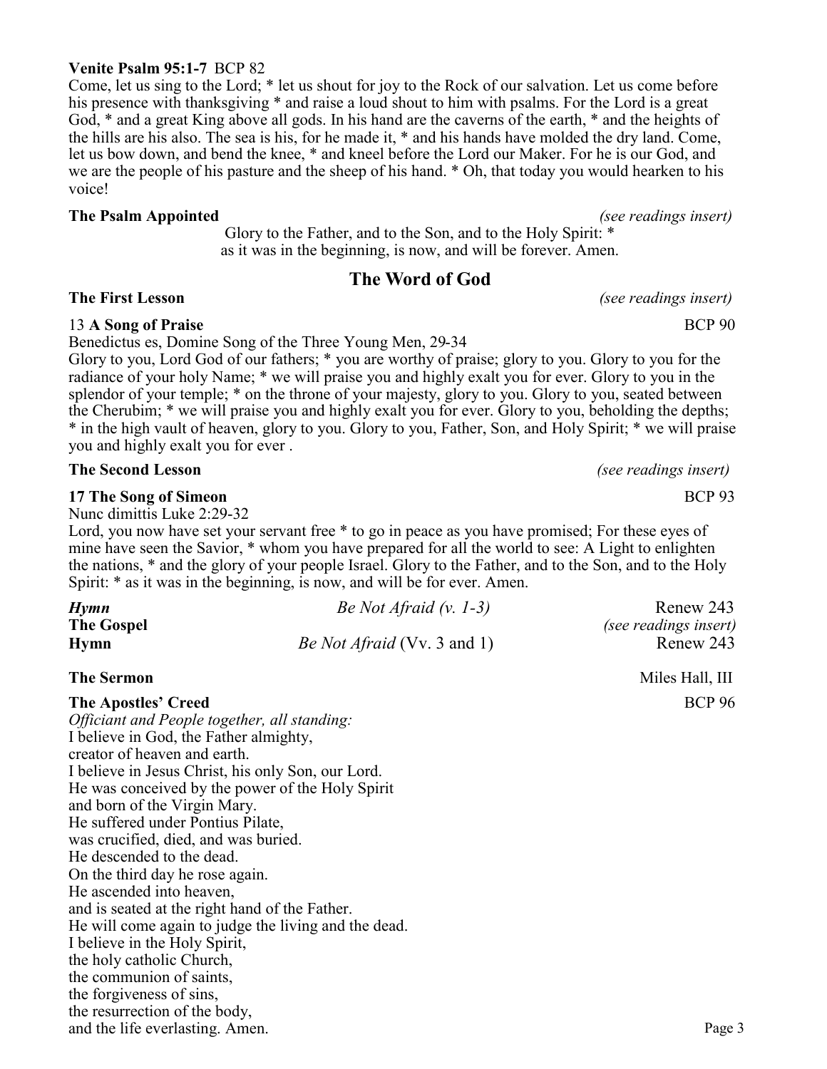**Venite Psalm 95:1-7** BCP 82

Come, let us sing to the Lord; * let us shout for joy to the Rock of our salvation. Let us come before his presence with thanksgiving * and raise a loud shout to him with psalms. For the Lord is a great God, * and a great King above all gods. In his hand are the caverns of the earth, * and the heights of the hills are his also. The sea is his, for he made it, * and his hands have molded the dry land. Come, let us bow down, and bend the knee, * and kneel before the Lord our Maker. For he is our God, and we are the people of his pasture and the sheep of his hand. * Oh, that today you would hearken to his voice!

**The Psalm Appointed** *(see readings insert)*

Glory to the Father, and to the Son, and to the Holy Spirit: *
as it was in the beginning, is now, and will be forever. Amen.

## The Word of God

**The First Lesson** *(see readings insert)*

13 **A Song of Praise** BCP 90

Benedictus es, Domine Song of the Three Young Men, 29-34

Glory to you, Lord God of our fathers; * you are worthy of praise; glory to you. Glory to you for the radiance of your holy Name; * we will praise you and highly exalt you for ever. Glory to you in the splendor of your temple; * on the throne of your majesty, glory to you. Glory to you, seated between the Cherubim; * we will praise you and highly exalt you for ever. Glory to you, beholding the depths; * in the high vault of heaven, glory to you. Glory to you, Father, Son, and Holy Spirit; * we will praise you and highly exalt you for ever .

**The Second Lesson** *(see readings insert)*

**17 The Song of Simeon** BCP 93

Nunc dimittis Luke 2:29-32

Lord, you now have set your servant free * to go in peace as you have promised; For these eyes of mine have seen the Savior, * whom you have prepared for all the world to see: A Light to enlighten the nations, * and the glory of your people Israel. Glory to the Father, and to the Son, and to the Holy Spirit: * as it was in the beginning, is now, and will be for ever. Amen.

***Hymn*** *Be Not Afraid (v. 1-3)* Renew 243

**The Gospel** *(see readings insert)*

**Hymn** *Be Not Afraid* (Vv. 3 and 1) Renew 243

**The Sermon** Miles Hall, III

**The Apostles' Creed** BCP 96

*Officiant and People together, all standing:*

I believe in God, the Father almighty,
creator of heaven and earth.
I believe in Jesus Christ, his only Son, our Lord.
He was conceived by the power of the Holy Spirit
and born of the Virgin Mary.
He suffered under Pontius Pilate,
was crucified, died, and was buried.
He descended to the dead.
On the third day he rose again.
He ascended into heaven,
and is seated at the right hand of the Father.
He will come again to judge the living and the dead.
I believe in the Holy Spirit,
the holy catholic Church,
the communion of saints,
the forgiveness of sins,
the resurrection of the body,
and the life everlasting. Amen.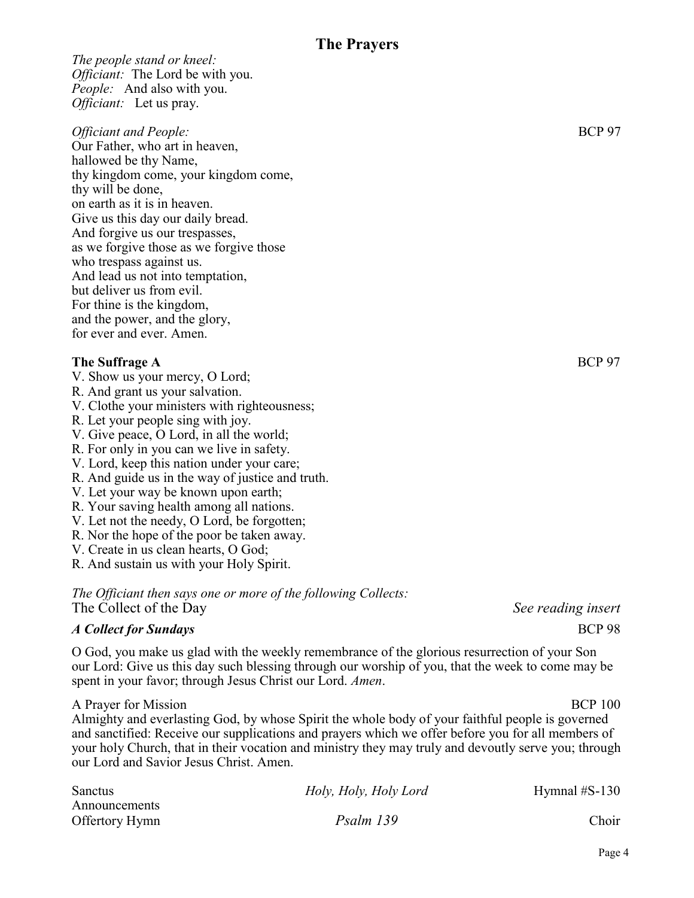## The Prayers

*The people stand or kneel:*
*Officiant:* The Lord be with you.
*People:* And also with you.
*Officiant:* Let us pray.

*Officiant and People:* BCP 97

Our Father, who art in heaven,
hallowed be thy Name,
thy kingdom come, your kingdom come,
thy will be done,
on earth as it is in heaven.
Give us this day our daily bread.
And forgive us our trespasses,
as we forgive those as we forgive those
who trespass against us.
And lead us not into temptation,
but deliver us from evil.
For thine is the kingdom,
and the power, and the glory,
for ever and ever. Amen.

**The Suffrage A** BCP 97

V. Show us your mercy, O Lord;
R. And grant us your salvation.
V. Clothe your ministers with righteousness;
R. Let your people sing with joy.
V. Give peace, O Lord, in all the world;
R. For only in you can we live in safety.
V. Lord, keep this nation under your care;
R. And guide us in the way of justice and truth.
V. Let your way be known upon earth;
R. Your saving health among all nations.
V. Let not the needy, O Lord, be forgotten;
R. Nor the hope of the poor be taken away.
V. Create in us clean hearts, O God;
R. And sustain us with your Holy Spirit.

*The Officiant then says one or more of the following Collects:*
The Collect of the Day *See reading insert*

***A Collect for Sundays*** BCP 98

O God, you make us glad with the weekly remembrance of the glorious resurrection of your Son our Lord: Give us this day such blessing through our worship of you, that the week to come may be spent in your favor; through Jesus Christ our Lord. *Amen*.

A Prayer for Mission BCP 100

Almighty and everlasting God, by whose Spirit the whole body of your faithful people is governed and sanctified: Receive our supplications and prayers which we offer before you for all members of your holy Church, that in their vocation and ministry they may truly and devoutly serve you; through our Lord and Savior Jesus Christ. Amen.

Sanctus *Holy, Holy, Holy Lord* Hymnal #S-130
Announcements
Offertory Hymn *Psalm 139* Choir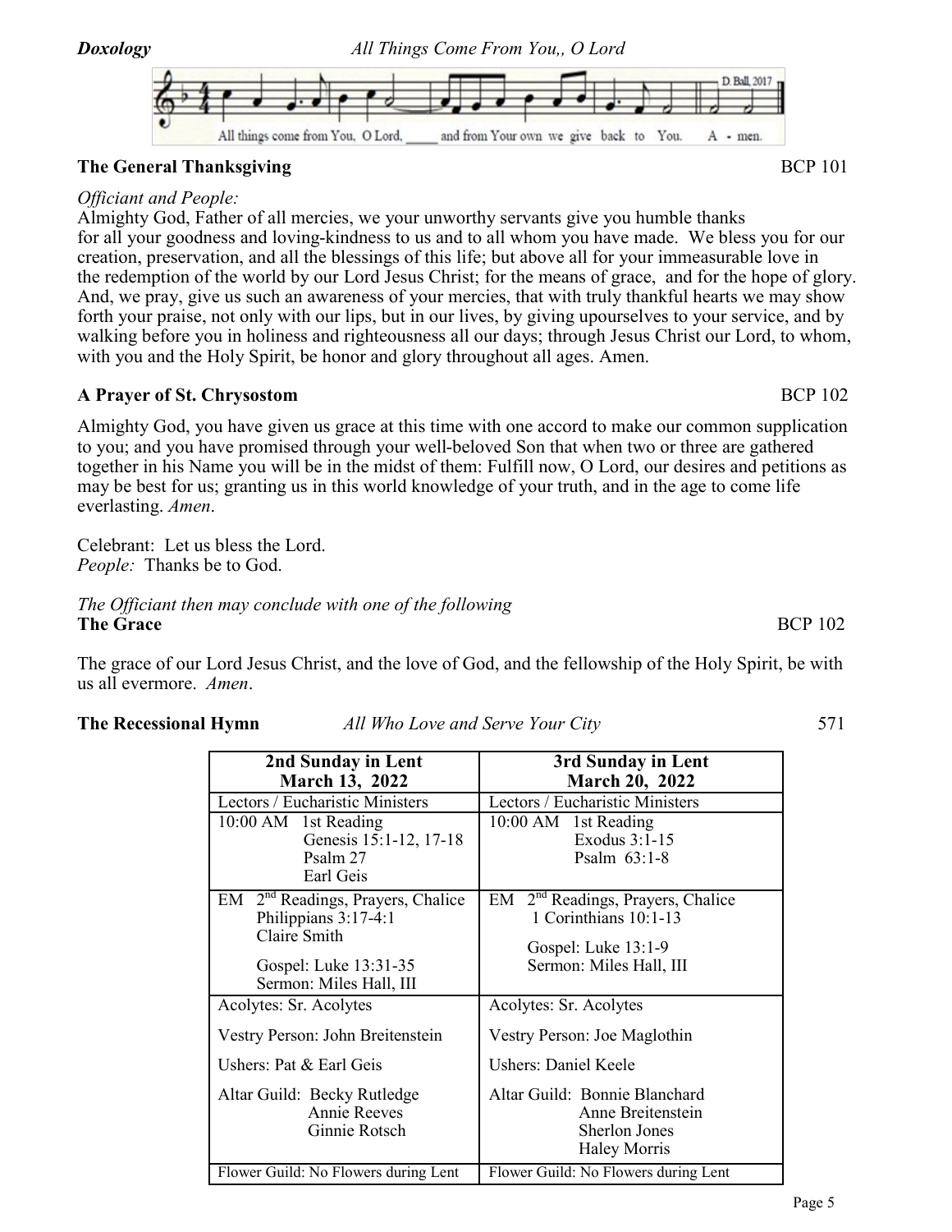***Doxology*** *All Things Come From You,, O Lord*

All things come from You, O Lord, ____ and from Your own we give back to You. A - men.

D. Ball, 2017

**The General Thanksgiving** BCP 101

*Officiant and People:*

Almighty God, Father of all mercies, we your unworthy servants give you humble thanks for all your goodness and loving-kindness to us and to all whom you have made. We bless you for our creation, preservation, and all the blessings of this life; but above all for your immeasurable love in the redemption of the world by our Lord Jesus Christ; for the means of grace, and for the hope of glory. And, we pray, give us such an awareness of your mercies, that with truly thankful hearts we may show forth your praise, not only with our lips, but in our lives, by giving upourselves to your service, and by walking before you in holiness and righteousness all our days; through Jesus Christ our Lord, to whom, with you and the Holy Spirit, be honor and glory throughout all ages. Amen.

**A Prayer of St. Chrysostom** BCP 102

Almighty God, you have given us grace at this time with one accord to make our common supplication to you; and you have promised through your well-beloved Son that when two or three are gathered together in his Name you will be in the midst of them: Fulfill now, O Lord, our desires and petitions as may be best for us; granting us in this world knowledge of your truth, and in the age to come life everlasting. *Amen*.

Celebrant: Let us bless the Lord.
*People:* Thanks be to God.

*The Officiant then may conclude with one of the following*
**The Grace** BCP 102

The grace of our Lord Jesus Christ, and the love of God, and the fellowship of the Holy Spirit, be with us all evermore. *Amen*.

**The Recessional Hymn** *All Who Love and Serve Your City* 571

| **2nd Sunday in Lent**<br>**March 13, 2022** | **3rd Sunday in Lent**<br>**March 20, 2022** |
|---|---|
| Lectors / Eucharistic Ministers | Lectors / Eucharistic Ministers |
| 10:00 AM 1st Reading<br>Genesis 15:1-12, 17-18<br>Psalm 27<br>Earl Geis | 10:00 AM 1st Reading<br>Exodus 3:1-15<br>Psalm 63:1-8 |
| EM 2nd Readings, Prayers, Chalice<br>Philippians 3:17-4:1<br>Claire Smith<br>Gospel: Luke 13:31-35<br>Sermon: Miles Hall, III | EM 2nd Readings, Prayers, Chalice<br>1 Corinthians 10:1-13<br>Gospel: Luke 13:1-9<br>Sermon: Miles Hall, III |
| Acolytes: Sr. Acolytes<br>Vestry Person: John Breitenstein<br>Ushers: Pat & Earl Geis<br>Altar Guild: Becky Rutledge<br>Annie Reeves<br>Ginnie Rotsch | Acolytes: Sr. Acolytes<br>Vestry Person: Joe Maglothin<br>Ushers: Daniel Keele<br>Altar Guild: Bonnie Blanchard<br>Anne Breitenstein<br>Sherlon Jones<br>Haley Morris |
| Flower Guild: No Flowers during Lent | Flower Guild: No Flowers during Lent |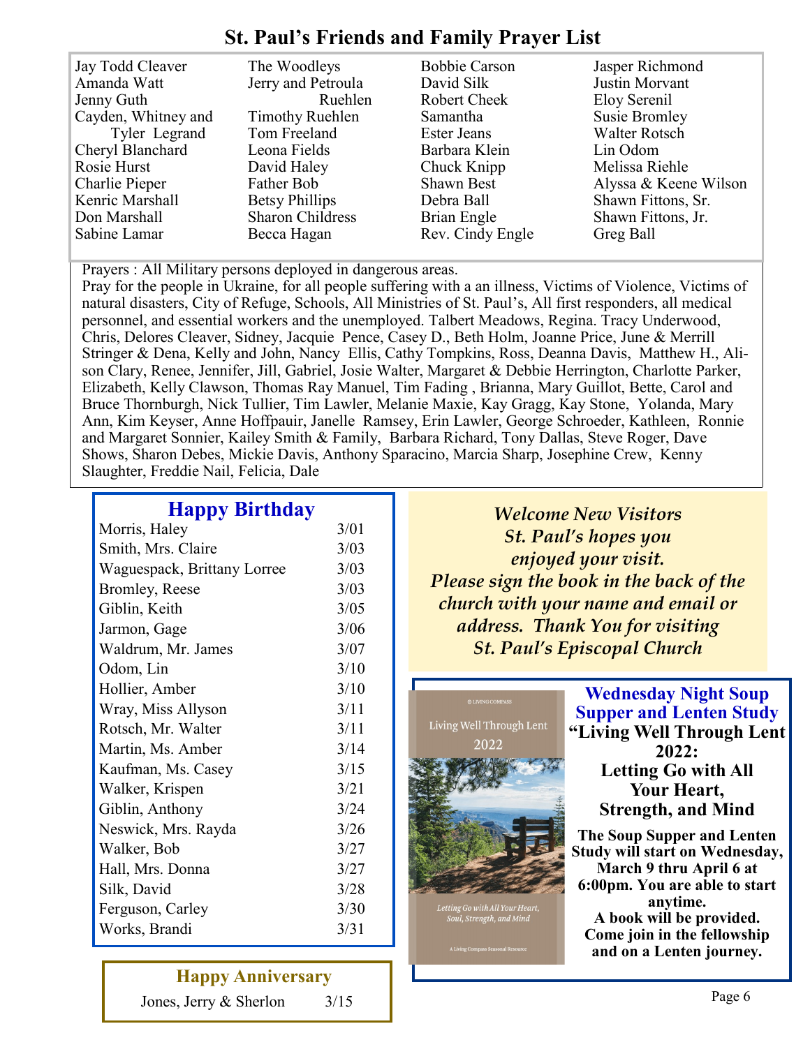# St. Paul's Friends and Family Prayer List

| | | | |
|---|---|---|---|
| Jay Todd Cleaver | The Woodleys | Bobbie Carson | Jasper Richmond |
| Amanda Watt | Jerry and Petroula Ruehlen | David Silk | Justin Morvant |
| Jenny Guth | Timothy Ruehlen | Robert Cheek | Eloy Serenil |
| Cayden, Whitney and Tyler Legrand | Tom Freeland | Samantha | Susie Bromley |
| Cheryl Blanchard | Leona Fields | Ester Jeans | Walter Rotsch |
| Rosie Hurst | David Haley | Barbara Klein | Lin Odom |
| Charlie Pieper | Father Bob | Chuck Knipp | Melissa Riehle |
| Kenric Marshall | Betsy Phillips | Shawn Best | Alyssa & Keene Wilson |
| Don Marshall | Sharon Childress | Debra Ball | Shawn Fittons, Sr. |
| Sabine Lamar | Becca Hagan | Brian Engle | Shawn Fittons, Jr. |
| | | Rev. Cindy Engle | Greg Ball |

Prayers : All Military persons deployed in dangerous areas.

Pray for the people in Ukraine, for all people suffering with a an illness, Victims of Violence, Victims of natural disasters, City of Refuge, Schools, All Ministries of St. Paul's, All first responders, all medical personnel, and essential workers and the unemployed. Talbert Meadows, Regina. Tracy Underwood, Chris, Delores Cleaver, Sidney, Jacquie Pence, Casey D., Beth Holm, Joanne Price, June & Merrill Stringer & Dena, Kelly and John, Nancy Ellis, Cathy Tompkins, Ross, Deanna Davis, Matthew H., Alison Clary, Renee, Jennifer, Jill, Gabriel, Josie Walter, Margaret & Debbie Herrington, Charlotte Parker, Elizabeth, Kelly Clawson, Thomas Ray Manuel, Tim Fading , Brianna, Mary Guillot, Bette, Carol and Bruce Thornburgh, Nick Tullier, Tim Lawler, Melanie Maxie, Kay Gragg, Kay Stone, Yolanda, Mary Ann, Kim Keyser, Anne Hoffpauir, Janelle Ramsey, Erin Lawler, George Schroeder, Kathleen, Ronnie and Margaret Sonnier, Kailey Smith & Family, Barbara Richard, Tony Dallas, Steve Roger, Dave Shows, Sharon Debes, Mickie Davis, Anthony Sparacino, Marcia Sharp, Josephine Crew, Kenny Slaughter, Freddie Nail, Felicia, Dale

## Happy Birthday

| | |
|---|---|
| Morris, Haley | 3/01 |
| Smith, Mrs. Claire | 3/03 |
| Waguespack, Brittany Lorree | 3/03 |
| Bromley, Reese | 3/03 |
| Giblin, Keith | 3/05 |
| Jarmon, Gage | 3/06 |
| Waldrum, Mr. James | 3/07 |
| Odom, Lin | 3/10 |
| Hollier, Amber | 3/10 |
| Wray, Miss Allyson | 3/11 |
| Rotsch, Mr. Walter | 3/11 |
| Martin, Ms. Amber | 3/14 |
| Kaufman, Ms. Casey | 3/15 |
| Walker, Krispen | 3/21 |
| Giblin, Anthony | 3/24 |
| Neswick, Mrs. Rayda | 3/26 |
| Walker, Bob | 3/27 |
| Hall, Mrs. Donna | 3/27 |
| Silk, David | 3/28 |
| Ferguson, Carley | 3/30 |
| Works, Brandi | 3/31 |

## Happy Anniversary

Jones, Jerry & Sherlon 3/15

*Welcome New Visitors*
*St. Paul's hopes you enjoyed your visit.*
*Please sign the book in the back of the church with your name and email or address. Thank You for visiting St. Paul's Episcopal Church*

LIVING COMPASS
Living Well Through Lent
2022
*Letting Go with All Your Heart, Soul, Strength, and Mind*
A Living Compass Seasonal Resource

## Wednesday Night Soup Supper and Lenten Study

**"Living Well Through Lent 2022: Letting Go with All Your Heart, Strength, and Mind**

**The Soup Supper and Lenten Study will start on Wednesday, March 9 thru April 6 at 6:00pm. You are able to start anytime.**
**A book will be provided.**
**Come join in the fellowship and on a Lenten journey.**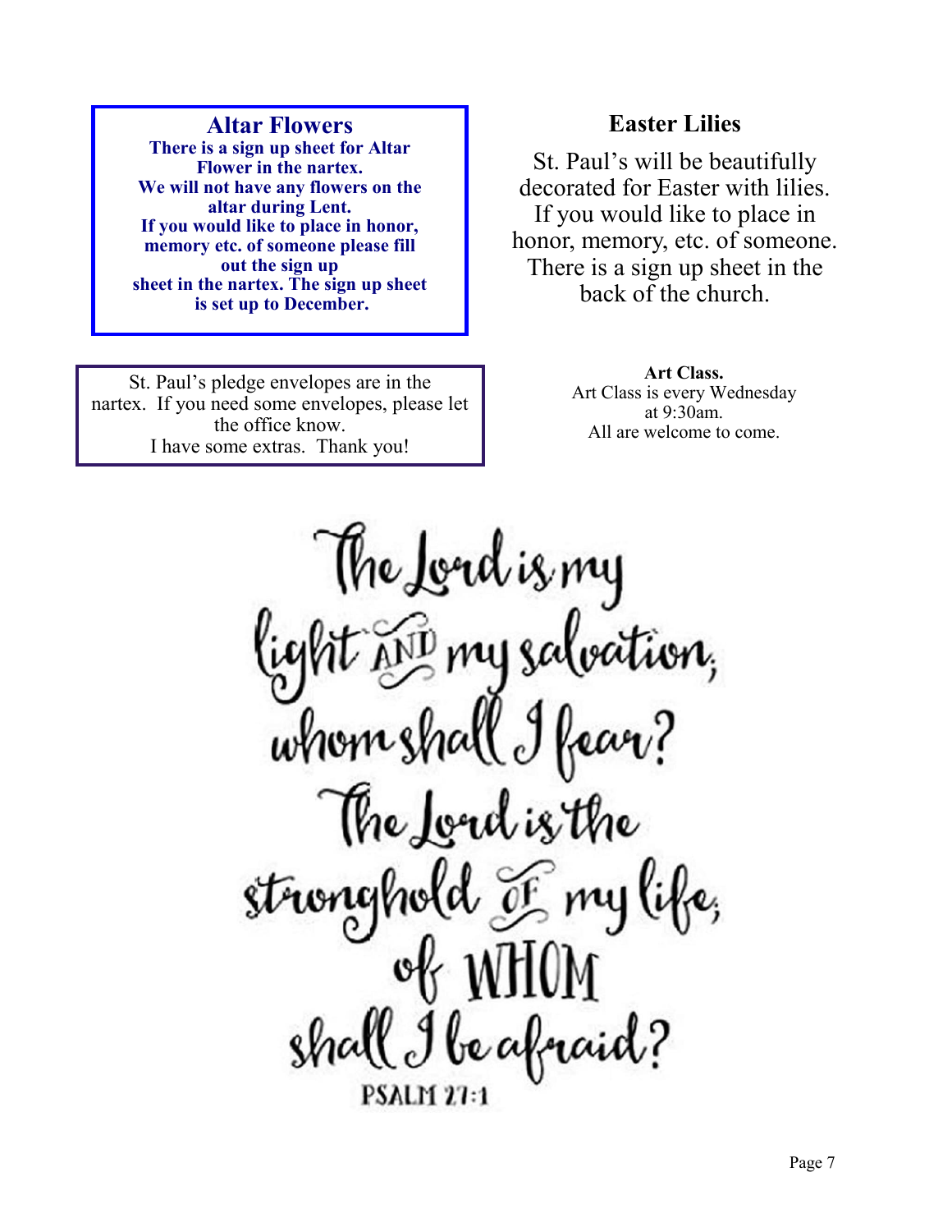## Altar Flowers

**There is a sign up sheet for Altar Flower in the nartex.**
**We will not have any flowers on the altar during Lent.**
**If you would like to place in honor, memory etc. of someone please fill out the sign up sheet in the nartex. The sign up sheet is set up to December.**

## Easter Lilies

St. Paul's will be beautifully decorated for Easter with lilies. If you would like to place in honor, memory, etc. of someone. There is a sign up sheet in the back of the church.

St. Paul's pledge envelopes are in the nartex. If you need some envelopes, please let the office know.
I have some extras. Thank you!

**Art Class.**
Art Class is every Wednesday at 9:30am.
All are welcome to come.

The Lord is my light and my salvation; whom shall I fear? The Lord is the stronghold of my life, of WHOM shall I be afraid?
PSALM 27:1